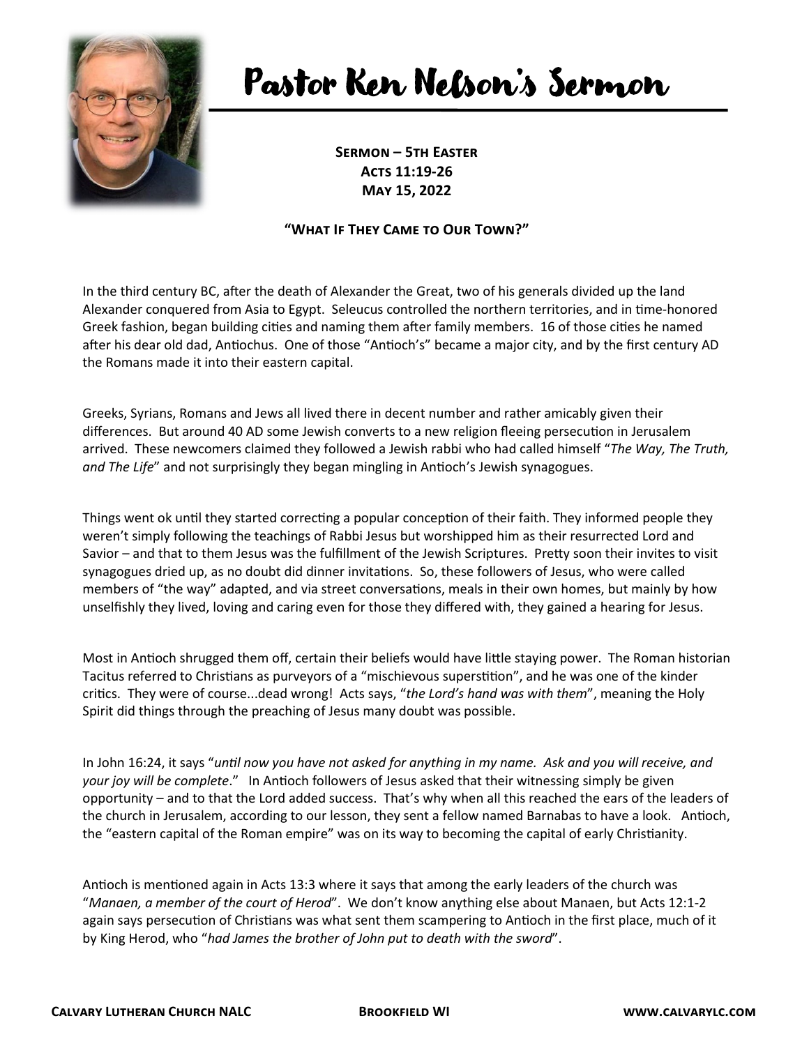# Pastor Ken Nelson's Sermon

**Sermon – 5th Easter**
**Acts 11:19-26**
**May 15, 2022**

**"What If They Came to Our Town?"**

In the third century BC, after the death of Alexander the Great, two of his generals divided up the land Alexander conquered from Asia to Egypt. Seleucus controlled the northern territories, and in time-honored Greek fashion, began building cities and naming them after family members. 16 of those cities he named after his dear old dad, Antiochus. One of those "Antioch's" became a major city, and by the first century AD the Romans made it into their eastern capital.

Greeks, Syrians, Romans and Jews all lived there in decent number and rather amicably given their differences. But around 40 AD some Jewish converts to a new religion fleeing persecution in Jerusalem arrived. These newcomers claimed they followed a Jewish rabbi who had called himself "*The Way, The Truth, and The Life*" and not surprisingly they began mingling in Antioch's Jewish synagogues.

Things went ok until they started correcting a popular conception of their faith. They informed people they weren't simply following the teachings of Rabbi Jesus but worshipped him as their resurrected Lord and Savior – and that to them Jesus was the fulfillment of the Jewish Scriptures. Pretty soon their invites to visit synagogues dried up, as no doubt did dinner invitations. So, these followers of Jesus, who were called members of "the way" adapted, and via street conversations, meals in their own homes, but mainly by how unselfishly they lived, loving and caring even for those they differed with, they gained a hearing for Jesus.

Most in Antioch shrugged them off, certain their beliefs would have little staying power. The Roman historian Tacitus referred to Christians as purveyors of a "mischievous superstition", and he was one of the kinder critics. They were of course...dead wrong! Acts says, "*the Lord's hand was with them*", meaning the Holy Spirit did things through the preaching of Jesus many doubt was possible.

In John 16:24, it says "*until now you have not asked for anything in my name. Ask and you will receive, and your joy will be complete*." In Antioch followers of Jesus asked that their witnessing simply be given opportunity – and to that the Lord added success. That's why when all this reached the ears of the leaders of the church in Jerusalem, according to our lesson, they sent a fellow named Barnabas to have a look. Antioch, the "eastern capital of the Roman empire" was on its way to becoming the capital of early Christianity.

Antioch is mentioned again in Acts 13:3 where it says that among the early leaders of the church was "*Manaen, a member of the court of Herod*". We don't know anything else about Manaen, but Acts 12:1-2 again says persecution of Christians was what sent them scampering to Antioch in the first place, much of it by King Herod, who "*had James the brother of John put to death with the sword*".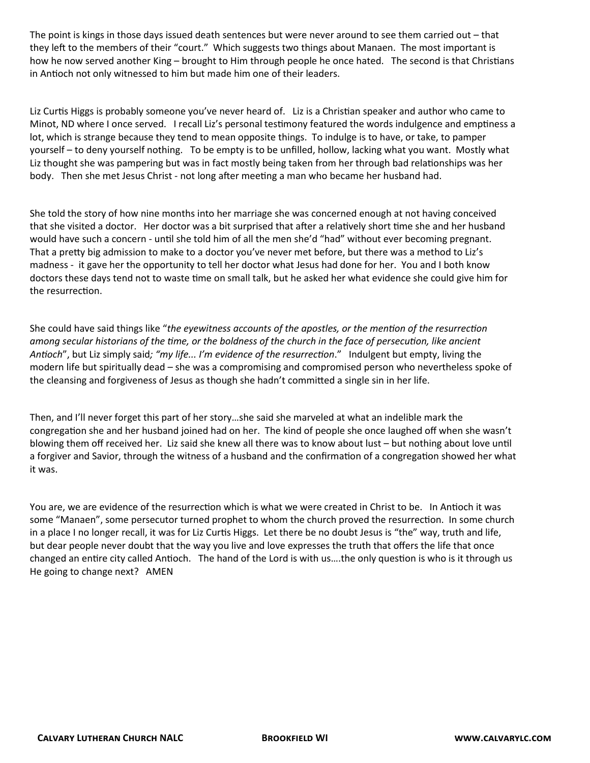The point is kings in those days issued death sentences but were never around to see them carried out – that they left to the members of their "court." Which suggests two things about Manaen. The most important is how he now served another King – brought to Him through people he once hated. The second is that Christians in Antioch not only witnessed to him but made him one of their leaders.

Liz Curtis Higgs is probably someone you've never heard of. Liz is a Christian speaker and author who came to Minot, ND where I once served. I recall Liz's personal testimony featured the words indulgence and emptiness a lot, which is strange because they tend to mean opposite things. To indulge is to have, or take, to pamper yourself – to deny yourself nothing. To be empty is to be unfilled, hollow, lacking what you want. Mostly what Liz thought she was pampering but was in fact mostly being taken from her through bad relationships was her body. Then she met Jesus Christ - not long after meeting a man who became her husband had.

She told the story of how nine months into her marriage she was concerned enough at not having conceived that she visited a doctor. Her doctor was a bit surprised that after a relatively short time she and her husband would have such a concern - until she told him of all the men she'd "had" without ever becoming pregnant. That a pretty big admission to make to a doctor you've never met before, but there was a method to Liz's madness - it gave her the opportunity to tell her doctor what Jesus had done for her. You and I both know doctors these days tend not to waste time on small talk, but he asked her what evidence she could give him for the resurrection.

She could have said things like "*the eyewitness accounts of the apostles, or the mention of the resurrection among secular historians of the time, or the boldness of the church in the face of persecution, like ancient Antioch*", but Liz simply said*; "my life... I'm evidence of the resurrection*." Indulgent but empty, living the modern life but spiritually dead – she was a compromising and compromised person who nevertheless spoke of the cleansing and forgiveness of Jesus as though she hadn't committed a single sin in her life.

Then, and I'll never forget this part of her story…she said she marveled at what an indelible mark the congregation she and her husband joined had on her. The kind of people she once laughed off when she wasn't blowing them off received her. Liz said she knew all there was to know about lust – but nothing about love until a forgiver and Savior, through the witness of a husband and the confirmation of a congregation showed her what it was.

You are, we are evidence of the resurrection which is what we were created in Christ to be. In Antioch it was some "Manaen", some persecutor turned prophet to whom the church proved the resurrection. In some church in a place I no longer recall, it was for Liz Curtis Higgs. Let there be no doubt Jesus is "the" way, truth and life, but dear people never doubt that the way you live and love expresses the truth that offers the life that once changed an entire city called Antioch. The hand of the Lord is with us….the only question is who is it through us He going to change next? AMEN